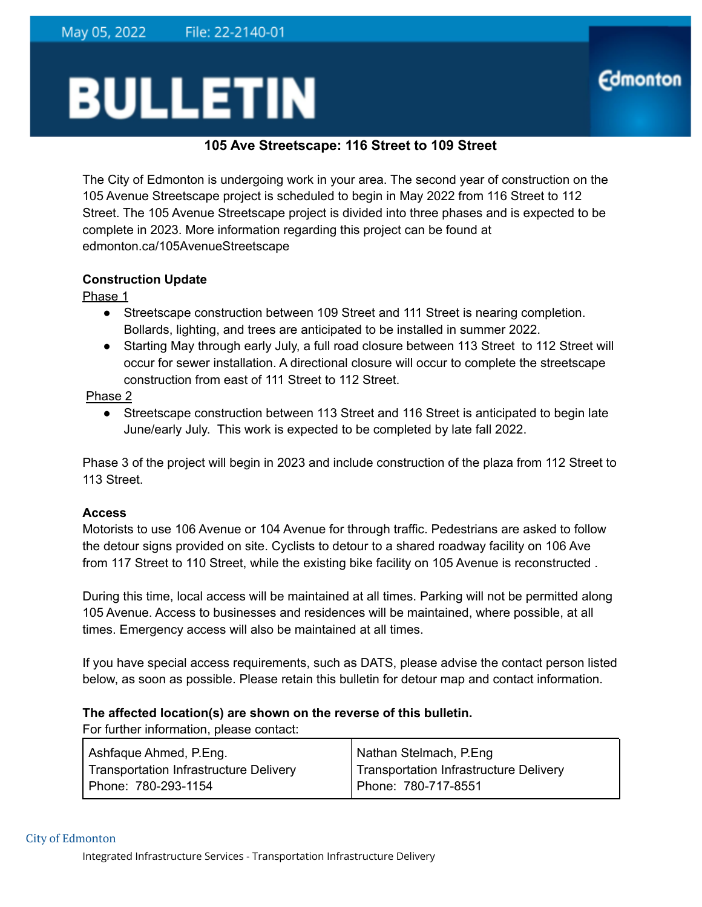May 05, 2022 File: 22-2140-01

# BULLETIN

Edmonton

## 105 Ave Streetscape: 116 Street to 109 Street

The City of Edmonton is undergoing work in your area. The second year of construction on the 105 Avenue Streetscape project is scheduled to begin in May 2022 from 116 Street to 112 Street. The 105 Avenue Streetscape project is divided into three phases and is expected to be complete in 2023. More information regarding this project can be found at edmonton.ca/105AvenueStreetscape

**Construction Update**

Phase 1

- Streetscape construction between 109 Street and 111 Street is nearing completion. Bollards, lighting, and trees are anticipated to be installed in summer 2022.
- Starting May through early July, a full road closure between 113 Street to 112 Street will occur for sewer installation. A directional closure will occur to complete the streetscape construction from east of 111 Street to 112 Street.

Phase 2

- Streetscape construction between 113 Street and 116 Street is anticipated to begin late June/early July. This work is expected to be completed by late fall 2022.

Phase 3 of the project will begin in 2023 and include construction of the plaza from 112 Street to 113 Street.

**Access**

Motorists to use 106 Avenue or 104 Avenue for through traffic. Pedestrians are asked to follow the detour signs provided on site. Cyclists to detour to a shared roadway facility on 106 Ave from 117 Street to 110 Street, while the existing bike facility on 105 Avenue is reconstructed .

During this time, local access will be maintained at all times. Parking will not be permitted along 105 Avenue. Access to businesses and residences will be maintained, where possible, at all times. Emergency access will also be maintained at all times.

If you have special access requirements, such as DATS, please advise the contact person listed below, as soon as possible. Please retain this bulletin for detour map and contact information.

**The affected location(s) are shown on the reverse of this bulletin.**

For further information, please contact:

| Ashfaque Ahmed, P.Eng.<br>Transportation Infrastructure Delivery<br>Phone: 780-293-1154 | Nathan Stelmach, P.Eng<br>Transportation Infrastructure Delivery<br>Phone: 780-717-8551 |
|---|---|

City of Edmonton

Integrated Infrastructure Services - Transportation Infrastructure Delivery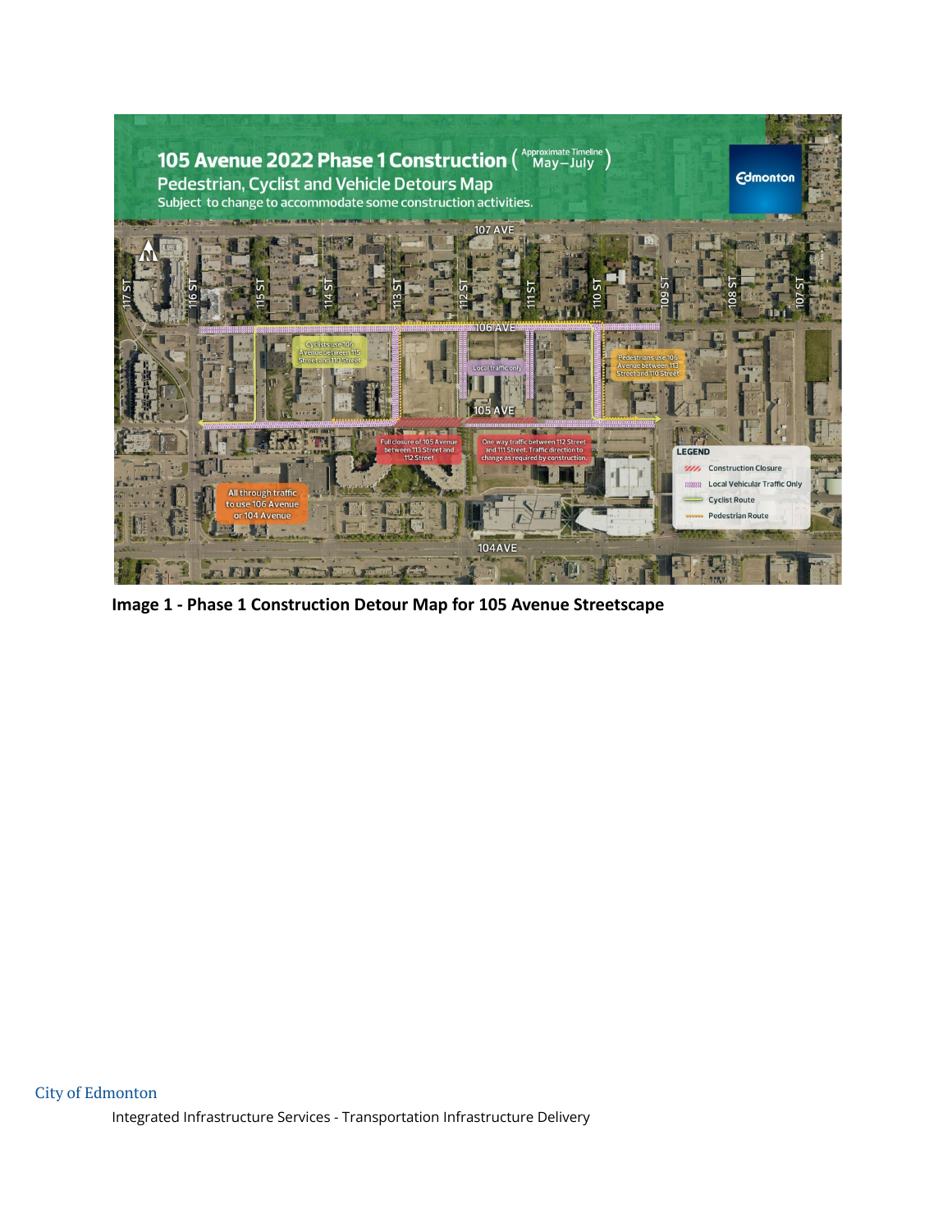105 Avenue 2022 Phase 1 Construction (Approximate Timeline May–July)

Pedestrian, Cyclist and Vehicle Detours Map

Subject to change to accommodate some construction activities.

Edmonton

107 AVE

117 ST

116 ST

115 ST

114 ST

113 ST

112 ST

111 ST

110 ST

109 ST

108 ST

107 ST

106 AVE

Cyclists use 106 Avenue between 115 Street and 110 Street

Local traffic only

Pedestrians use 106 Avenue between 113 Street and 110 Street

105 AVE

Full closure of 105 Avenue between 113 Street and 112 Street

One way traffic between 112 Street and 111 Street. Traffic direction to change as required by construction.

All through traffic to use 106 Avenue or 104 Avenue

104AVE

LEGEND

Construction Closure

Local Vehicular Traffic Only

Cyclist Route

Pedestrian Route

**Image 1 - Phase 1 Construction Detour Map for 105 Avenue Streetscape**